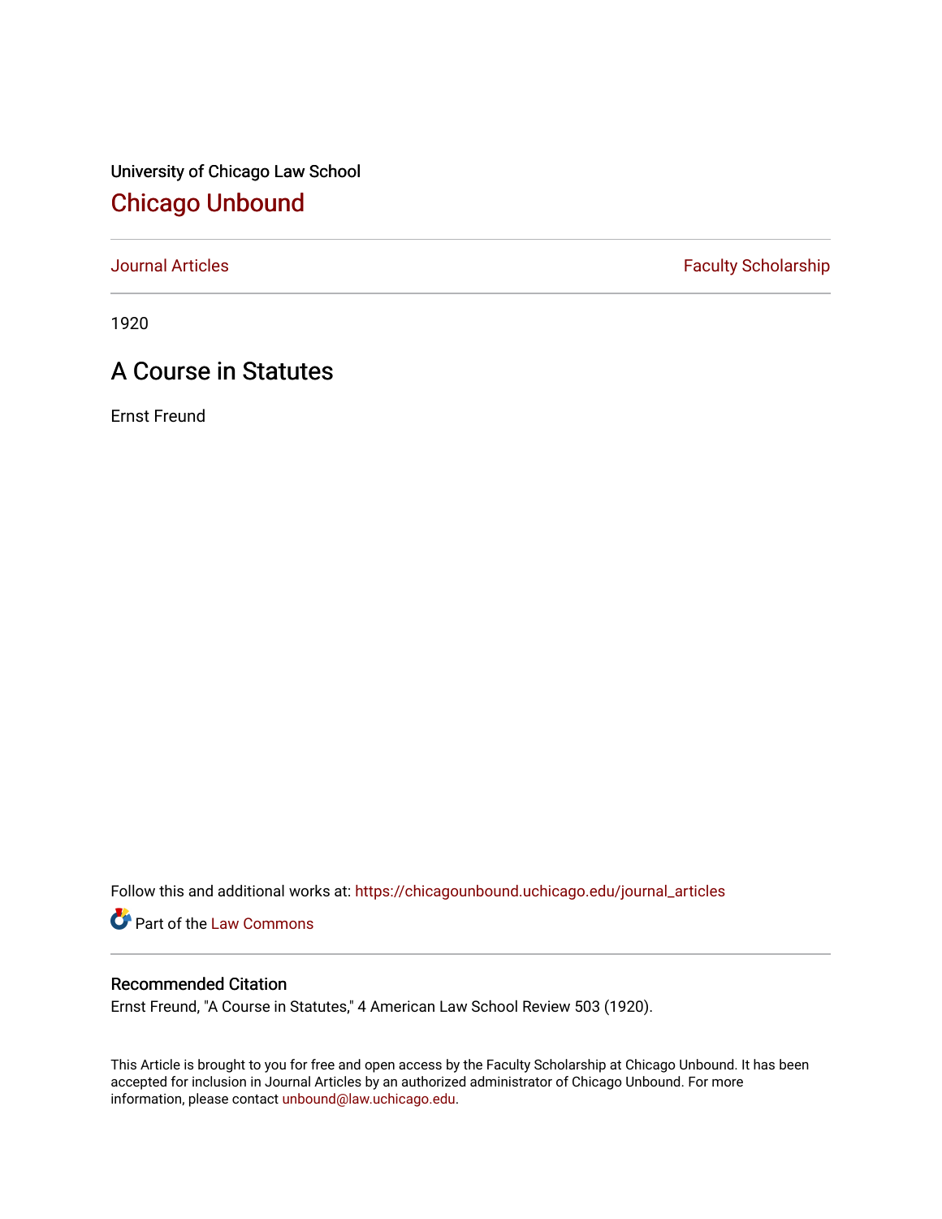University of Chicago Law School

## Chicago Unbound

Journal Articles | Faculty Scholarship

1920

# A Course in Statutes

Ernst Freund

Follow this and additional works at: https://chicagounbound.uchicago.edu/journal_articles

Part of the Law Commons

### Recommended Citation

Ernst Freund, "A Course in Statutes," 4 American Law School Review 503 (1920).

This Article is brought to you for free and open access by the Faculty Scholarship at Chicago Unbound. It has been accepted for inclusion in Journal Articles by an authorized administrator of Chicago Unbound. For more information, please contact unbound@law.uchicago.edu.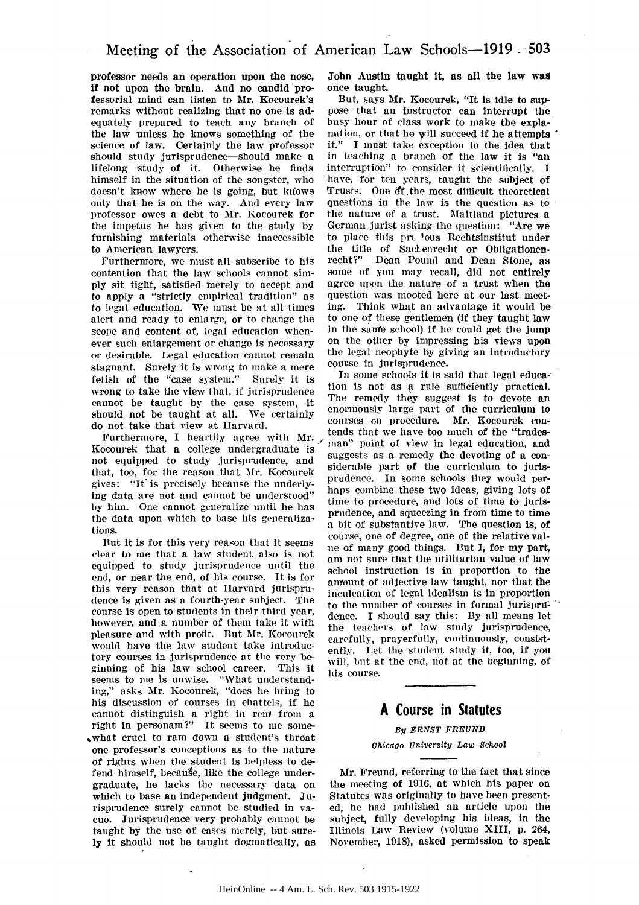professor needs an operation upon the nose, if not upon the brain. And no candid professorial mind can listen to Mr. Kocourek's remarks without realizing that no one is adequately prepared to teach any branch of the law unless he knows something of the science of law. Certainly the law professor should study jurisprudence—should make a lifelong study of it. Otherwise he finds himself in the situation of the songster, who doesn't know where he is going, but knows only that he is on the way. And every law professor owes a debt to Mr. Kocourek for the impetus he has given to the study by furnishing materials otherwise inaccessible to American lawyers.

Furthermore, we must all subscribe to his contention that the law schools cannot simply sit tight, satisfied merely to accept and to apply a "strictly empirical tradition" as to legal education. We must be at all times alert and ready to enlarge, or to change the scope and content of, legal education whenever such enlargement or change is necessary or desirable. Legal education cannot remain stagnant. Surely it is wrong to make a mere fetish of the "case system." Surely it is wrong to take the view that, if jurisprudence cannot be taught by the case system, it should not be taught at all. We certainly do not take that view at Harvard.

Furthermore, I heartily agree with Mr. Kocourek that a college undergraduate is not equipped to study jurisprudence, and that, too, for the reason that Mr. Kocourek gives: "It is precisely because the underlying data are not and cannot be understood" by him. One cannot generalize until he has the data upon which to base his generalizations.

But it is for this very reason that it seems clear to me that a law student also is not equipped to study jurisprudence until the end, or near the end, of his course. It is for this very reason that at Harvard jurisprudence is given as a fourth-year subject. The course is open to students in their third year, however, and a number of them take it with pleasure and with profit. But Mr. Kocourek would have the law student take introductory courses in jurisprudence at the very beginning of his law school career. This it seems to me is unwise. "What understanding," asks Mr. Kocourek, "does he bring to his discussion of courses in chattels, if he cannot distinguish a right in rem from a right in personam?" It seems to me somewhat cruel to ram down a student's throat one professor's conceptions as to the nature of rights when the student is helpless to defend himself, because, like the college undergraduate, he lacks the necessary data on which to base an independent judgment. Jurisprudence surely cannot be studied in vacuo. Jurisprudence very probably cannot be taught by the use of cases merely, but surely it should not be taught dogmatically, as John Austin taught it, as all the law was once taught.

But, says Mr. Kocourek, "It is idle to suppose that an instructor can interrupt the busy hour of class work to make the explanation, or that he will succeed if he attempts it." I must take exception to the idea that in teaching a branch of the law it is "an interruption" to consider it scientifically. I have, for ten years, taught the subject of Trusts. One of the most difficult theoretical questions in the law is the question as to the nature of a trust. Maitland pictures a German jurist asking the question: "Are we to place this precious Rechtsinstitut under the title of Sachenrecht or Obligationenrecht?" Dean Pound and Dean Stone, as some of you may recall, did not entirely agree upon the nature of a trust when the question was mooted here at our last meeting. Think what an advantage it would be to one of these gentlemen (if they taught law in the same school) if he could get the jump on the other by impressing his views upon the legal neophyte by giving an introductory course in jurisprudence.

In some schools it is said that legal education is not as a rule sufficiently practical. The remedy they suggest is to devote an enormously large part of the curriculum to courses on procedure. Mr. Kocourek contends that we have too much of the "tradesman" point of view in legal education, and suggests as a remedy the devoting of a considerable part of the curriculum to jurisprudence. In some schools they would perhaps combine these two ideas, giving lots of time to procedure, and lots of time to jurisprudence, and squeezing in from time to time a bit of substantive law. The question is, of course, one of degree, one of the relative value of many good things. But I, for my part, am not sure that the utilitarian value of law school instruction is in proportion to the amount of adjective law taught, nor that the inculcation of legal idealism is in proportion to the number of courses in formal jurisprudence. I should say this: By all means let the teachers of law study jurisprudence, carefully, prayerfully, continuously, consistently. Let the student study it, too, if you will, but at the end, not at the beginning, of his course.

## A Course in Statutes

*By ERNST FREUND*

*Chicago University Law School*

Mr. Freund, referring to the fact that since the meeting of 1916, at which his paper on Statutes was originally to have been presented, he had published an article upon the subject, fully developing his ideas, in the Illinois Law Review (volume XIII, p. 264, November, 1918), asked permission to speak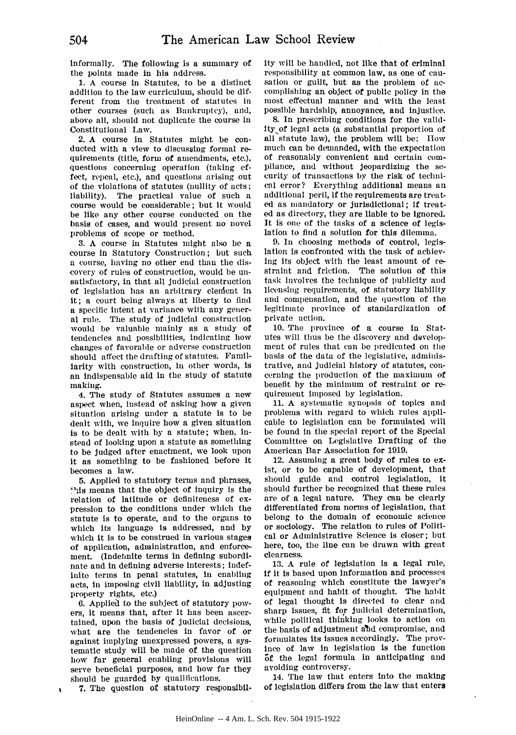informally. The following is a summary of the points made in his address.

1. A course in Statutes, to be a distinct addition to the law curriculum, should be different from the treatment of statutes in other courses (such as Bankruptcy), and, above all, should not duplicate the course in Constitutional Law.

2. A course in Statutes might be conducted with a view to discussing formal requirements (title, form of amendments, etc.), questions concerning operation (taking effect, repeal, etc.), and questions arising out of the violations of statutes (nullity of acts; liability). The practical value of such a course would be considerable; but it would be like any other course conducted on the basis of cases, and would present no novel problems of scope or method.

3. A course in Statutes might also be a course in Statutory Construction; but such a course, having no other end than the discovery of rules of construction, would be unsatisfactory, in that all judicial construction of legislation has an arbitrary element in it; a court being always at liberty to find a specific intent at variance with any general rule. The study of judicial construction would be valuable mainly as a study of tendencies and possibilities, indicating how changes of favorable or adverse construction should affect the drafting of statutes. Familiarity with construction, in other words, is an indispensable aid in the study of statute making.

4. The study of Statutes assumes a new aspect when, instead of asking how a given situation arising under a statute is to be dealt with, we inquire how a given situation is to be dealt with by a statute; when, instead of looking upon a statute as something to be judged after enactment, we look upon it as something to be fashioned before it becomes a law.

5. Applied to statutory terms and phrases, this means that the object of inquiry is the relation of latitude or definiteness of expression to the conditions under which the statute is to operate, and to the organs to which its language is addressed, and by which it is to be construed in various stages of application, administration, and enforcement. (Indefinite terms in defining subordinate and in defining adverse interests; indefinite terms in penal statutes, in enabling acts, in imposing civil liability, in adjusting property rights, etc.)

6. Applied to the subject of statutory powers, it means that, after it has been ascertained, upon the basis of judicial decisions, what are the tendencies in favor of or against implying unexpressed powers, a systematic study will be made of the question how far general enabling provisions will serve beneficial purposes, and how far they should be guarded by qualifications.

7. The question of statutory responsibility will be handled, not like that of criminal responsibility at common law, as one of causation or guilt, but as the problem of accomplishing an object of public policy in the most effectual manner and with the least possible hardship, annoyance, and injustice.

8. In prescribing conditions for the validity of legal acts (a substantial proportion of all statute law), the problem will be: How much can be demanded, with the expectation of reasonably convenient and certain compliance, and without jeopardizing the security of transactions by the risk of technical error? Everything additional means an additional peril, if the requirements are treated as mandatory or jurisdictional; if treated as directory, they are liable to be ignored. It is one of the tasks of a science of legislation to find a solution for this dilemma.

9. In choosing methods of control, legislation is confronted with the task of achieving its object with the least amount of restraint and friction. The solution of this task involves the technique of publicity and licensing requirements, of statutory liability and compensation, and the question of the legitimate province of standardization of private action.

10. The province of a course in Statutes will thus be the discovery and development of rules that can be predicated on the basis of the data of the legislative, administrative, and judicial history of statutes, concerning the production of the maximum of benefit by the minimum of restraint or requirement imposed by legislation.

11. A systematic synopsis of topics and problems with regard to which rules applicable to legislation can be formulated will be found in the special report of the Special Committee on Legislative Drafting of the American Bar Association for 1919.

12. Assuming a great body of rules to exist, or to be capable of development, that should guide and control legislation, it should further be recognized that these rules are of a legal nature. They can be clearly differentiated from norms of legislation, that belong to the domain of economic science or sociology. The relation to rules of Political or Administrative Science is closer; but here, too, the line can be drawn with great clearness.

13. A rule of legislation is a legal rule, if it is based upon information and processes of reasoning which constitute the lawyer's equipment and habit of thought. The habit of legal thought is directed to clear and sharp issues, fit for judicial determination, while political thinking looks to action on the basis of adjustment and compromise, and formulates its issues accordingly. The province of law in legislation is the function of the legal formula in anticipating and avoiding controversy.

14. The law that enters into the making of legislation differs from the law that enters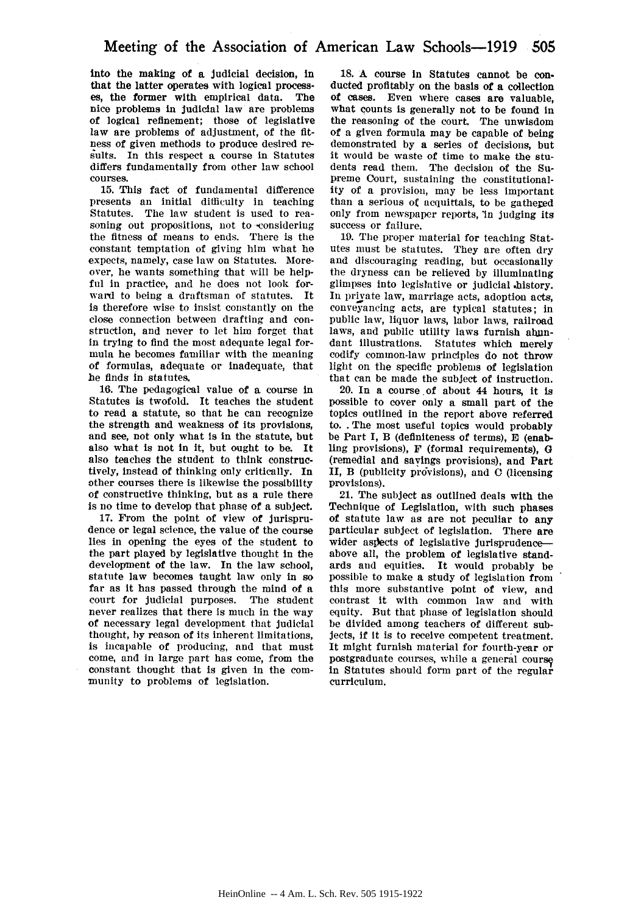into the making of a judicial decision, in that the latter operates with logical processes, the former with empirical data. The nice problems in judicial law are problems of logical refinement; those of legislative law are problems of adjustment, of the fitness of given methods to produce desired results. In this respect a course in Statutes differs fundamentally from other law school courses.

15. This fact of fundamental difference presents an initial difficulty in teaching Statutes. The law student is used to reasoning out propositions, not to considering the fitness of means to ends. There is the constant temptation of giving him what he expects, namely, case law on Statutes. Moreover, he wants something that will be helpful in practice, and he does not look forward to being a draftsman of statutes. It is therefore wise to insist constantly on the close connection between drafting and construction, and never to let him forget that in trying to find the most adequate legal formula he becomes familiar with the meaning of formulas, adequate or inadequate, that he finds in statutes.

16. The pedagogical value of a course in Statutes is twofold. It teaches the student to read a statute, so that he can recognize the strength and weakness of its provisions, and see, not only what is in the statute, but also what is not in it, but ought to be. It also teaches the student to think constructively, instead of thinking only critically. In other courses there is likewise the possibility of constructive thinking, but as a rule there is no time to develop that phase of a subject.

17. From the point of view of jurisprudence or legal science, the value of the course lies in opening the eyes of the student to the part played by legislative thought in the development of the law. In the law school, statute law becomes taught law only in so far as it has passed through the mind of a court for judicial purposes. The student never realizes that there is much in the way of necessary legal development that judicial thought, by reason of its inherent limitations, is incapable of producing, and that must come, and in large part has come, from the constant thought that is given in the community to problems of legislation.

18. A course in Statutes cannot be conducted profitably on the basis of a collection of cases. Even where cases are valuable, what counts is generally not to be found in the reasoning of the court. The unwisdom of a given formula may be capable of being demonstrated by a series of decisions, but it would be waste of time to make the students read them. The decision of the Supreme Court, sustaining the constitutionality of a provision, may be less important than a serious of acquittals, to be gathered only from newspaper reports, in judging its success or failure.

19. The proper material for teaching Statutes must be statutes. They are often dry and discouraging reading, but occasionally the dryness can be relieved by illuminating glimpses into legislative or judicial history. In private law, marriage acts, adoption acts, conveyancing acts, are typical statutes; in public law, liquor laws, labor laws, railroad laws, and public utility laws furnish abundant illustrations. Statutes which merely codify common-law principles do not throw light on the specific problems of legislation that can be made the subject of instruction.

20. In a course of about 44 hours, it is possible to cover only a small part of the topics outlined in the report above referred to. The most useful topics would probably be Part I, B (definiteness of terms), E (enabling provisions), F (formal requirements), G (remedial and savings provisions), and Part II, B (publicity provisions), and C (licensing provisions).

21. The subject as outlined deals with the Technique of Legislation, with such phases of statute law as are not peculiar to any particular subject of legislation. There are wider aspects of legislative jurisprudence—above all, the problem of legislative standards and equities. It would probably be possible to make a study of legislation from this more substantive point of view, and contrast it with common law and with equity. But that phase of legislation should be divided among teachers of different subjects, if it is to receive competent treatment. It might furnish material for fourth-year or postgraduate courses, while a general course in Statutes should form part of the regular curriculum.